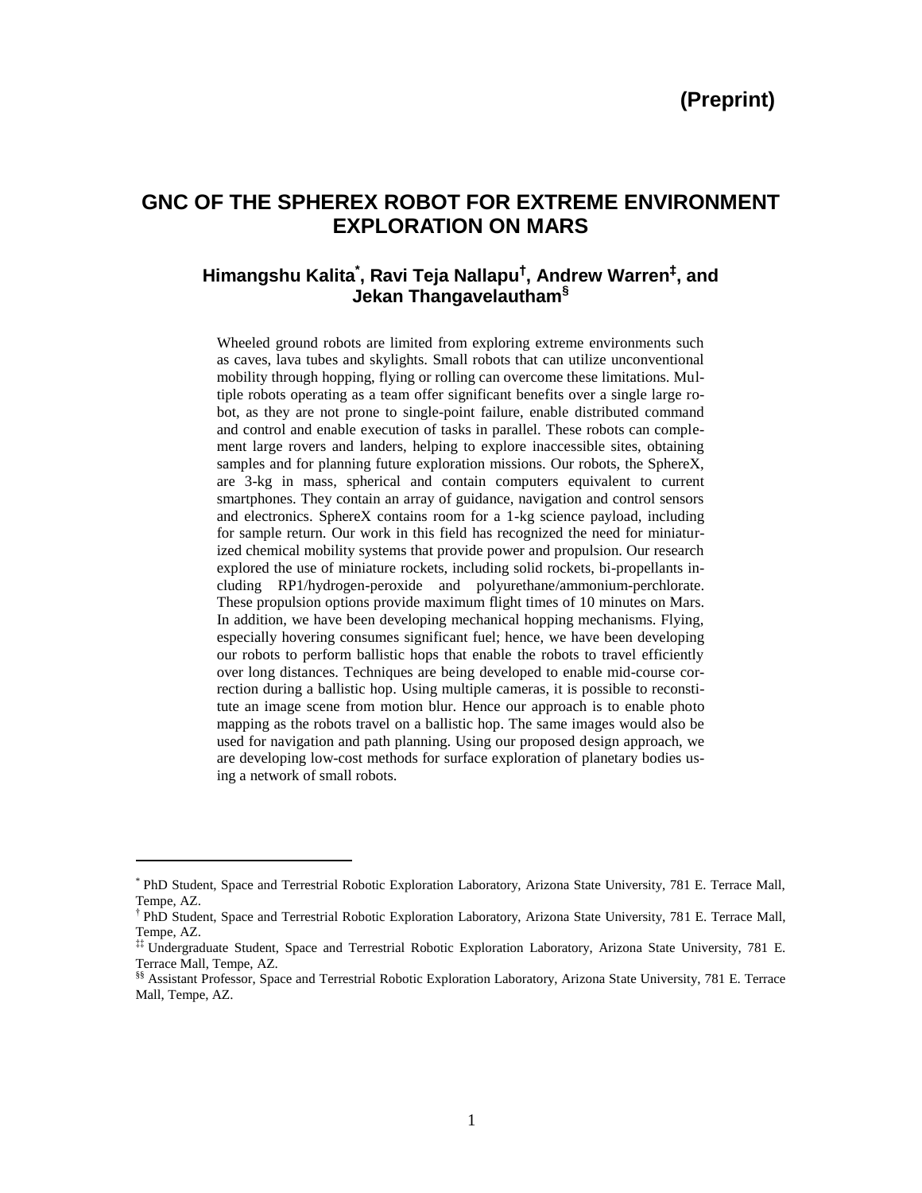**(Preprint)**

# GNC OF THE SPHEREX ROBOT FOR EXTREME ENVIRONMENT EXPLORATION ON MARS

## Himangshu Kalita[*], Ravi Teja Nallapu[†], Andrew Warren[‡], and Jekan Thangavelautham[§]

Wheeled ground robots are limited from exploring extreme environments such as caves, lava tubes and skylights. Small robots that can utilize unconventional mobility through hopping, flying or rolling can overcome these limitations. Multiple robots operating as a team offer significant benefits over a single large robot, as they are not prone to single-point failure, enable distributed command and control and enable execution of tasks in parallel. These robots can complement large rovers and landers, helping to explore inaccessible sites, obtaining samples and for planning future exploration missions. Our robots, the SphereX, are 3-kg in mass, spherical and contain computers equivalent to current smartphones. They contain an array of guidance, navigation and control sensors and electronics. SphereX contains room for a 1-kg science payload, including for sample return. Our work in this field has recognized the need for miniaturized chemical mobility systems that provide power and propulsion. Our research explored the use of miniature rockets, including solid rockets, bi-propellants including RP1/hydrogen-peroxide and polyurethane/ammonium-perchlorate. These propulsion options provide maximum flight times of 10 minutes on Mars. In addition, we have been developing mechanical hopping mechanisms. Flying, especially hovering consumes significant fuel; hence, we have been developing our robots to perform ballistic hops that enable the robots to travel efficiently over long distances. Techniques are being developed to enable mid-course correction during a ballistic hop. Using multiple cameras, it is possible to reconstitute an image scene from motion blur. Hence our approach is to enable photo mapping as the robots travel on a ballistic hop. The same images would also be used for navigation and path planning. Using our proposed design approach, we are developing low-cost methods for surface exploration of planetary bodies using a network of small robots.

---

[*] PhD Student, Space and Terrestrial Robotic Exploration Laboratory, Arizona State University, 781 E. Terrace Mall, Tempe, AZ.

[†] PhD Student, Space and Terrestrial Robotic Exploration Laboratory, Arizona State University, 781 E. Terrace Mall, Tempe, AZ.

[‡‡] Undergraduate Student, Space and Terrestrial Robotic Exploration Laboratory, Arizona State University, 781 E. Terrace Mall, Tempe, AZ.

[§§] Assistant Professor, Space and Terrestrial Robotic Exploration Laboratory, Arizona State University, 781 E. Terrace Mall, Tempe, AZ.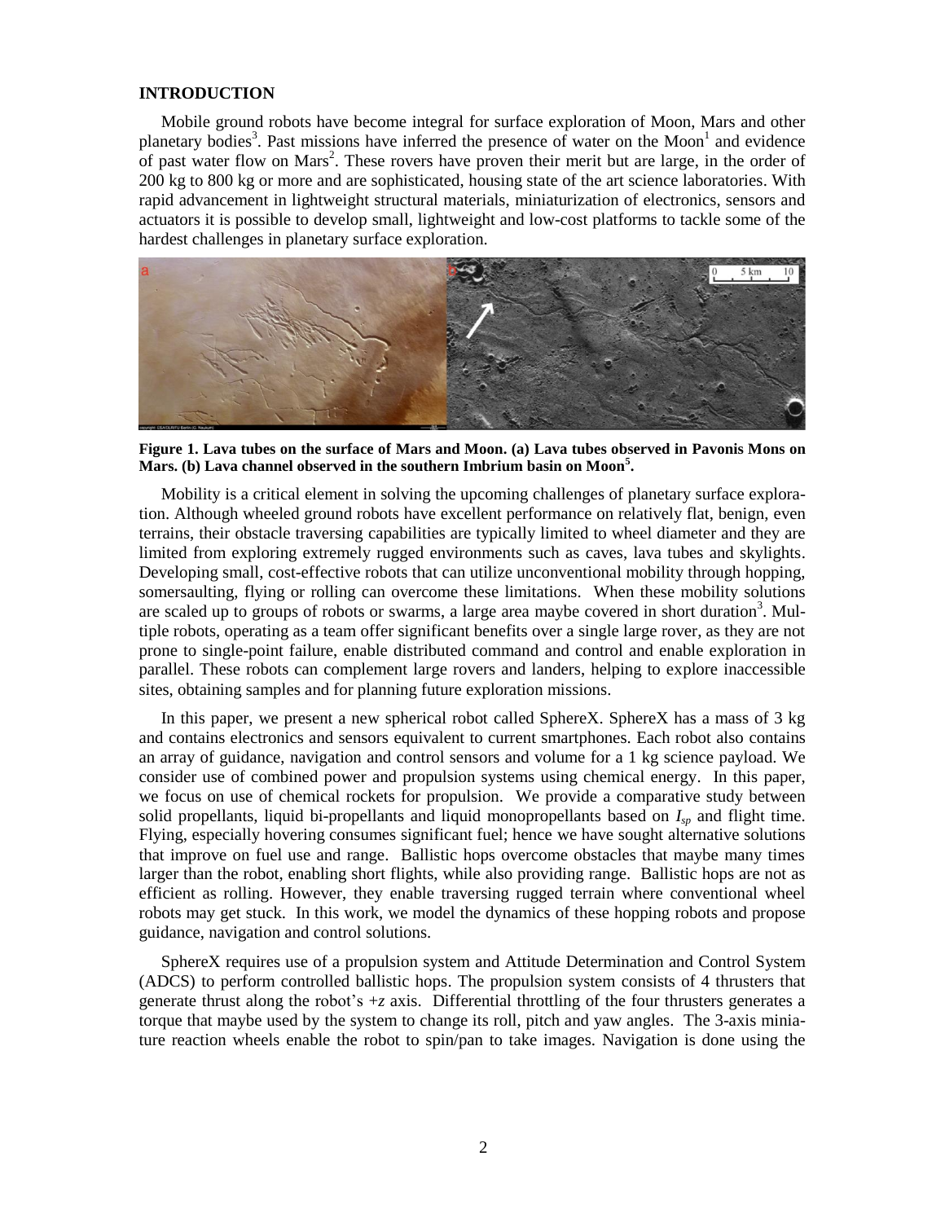## INTRODUCTION

Mobile ground robots have become integral for surface exploration of Moon, Mars and other planetary bodies[3]. Past missions have inferred the presence of water on the Moon[1] and evidence of past water flow on Mars[2]. These rovers have proven their merit but are large, in the order of 200 kg to 800 kg or more and are sophisticated, housing state of the art science laboratories. With rapid advancement in lightweight structural materials, miniaturization of electronics, sensors and actuators it is possible to develop small, lightweight and low-cost platforms to tackle some of the hardest challenges in planetary surface exploration.

**Figure 1. Lava tubes on the surface of Mars and Moon. (a) Lava tubes observed in Pavonis Mons on Mars. (b) Lava channel observed in the southern Imbrium basin on Moon[5].**

Mobility is a critical element in solving the upcoming challenges of planetary surface exploration. Although wheeled ground robots have excellent performance on relatively flat, benign, even terrains, their obstacle traversing capabilities are typically limited to wheel diameter and they are limited from exploring extremely rugged environments such as caves, lava tubes and skylights. Developing small, cost-effective robots that can utilize unconventional mobility through hopping, somersaulting, flying or rolling can overcome these limitations. When these mobility solutions are scaled up to groups of robots or swarms, a large area maybe covered in short duration[3]. Multiple robots, operating as a team offer significant benefits over a single large rover, as they are not prone to single-point failure, enable distributed command and control and enable exploration in parallel. These robots can complement large rovers and landers, helping to explore inaccessible sites, obtaining samples and for planning future exploration missions.

In this paper, we present a new spherical robot called SphereX. SphereX has a mass of 3 kg and contains electronics and sensors equivalent to current smartphones. Each robot also contains an array of guidance, navigation and control sensors and volume for a 1 kg science payload. We consider use of combined power and propulsion systems using chemical energy. In this paper, we focus on use of chemical rockets for propulsion. We provide a comparative study between solid propellants, liquid bi-propellants and liquid monopropellants based on $I_{sp}$ and flight time. Flying, especially hovering consumes significant fuel; hence we have sought alternative solutions that improve on fuel use and range. Ballistic hops overcome obstacles that maybe many times larger than the robot, enabling short flights, while also providing range. Ballistic hops are not as efficient as rolling. However, they enable traversing rugged terrain where conventional wheel robots may get stuck. In this work, we model the dynamics of these hopping robots and propose guidance, navigation and control solutions.

SphereX requires use of a propulsion system and Attitude Determination and Control System (ADCS) to perform controlled ballistic hops. The propulsion system consists of 4 thrusters that generate thrust along the robot's $+z$ axis. Differential throttling of the four thrusters generates a torque that maybe used by the system to change its roll, pitch and yaw angles. The 3-axis miniature reaction wheels enable the robot to spin/pan to take images. Navigation is done using the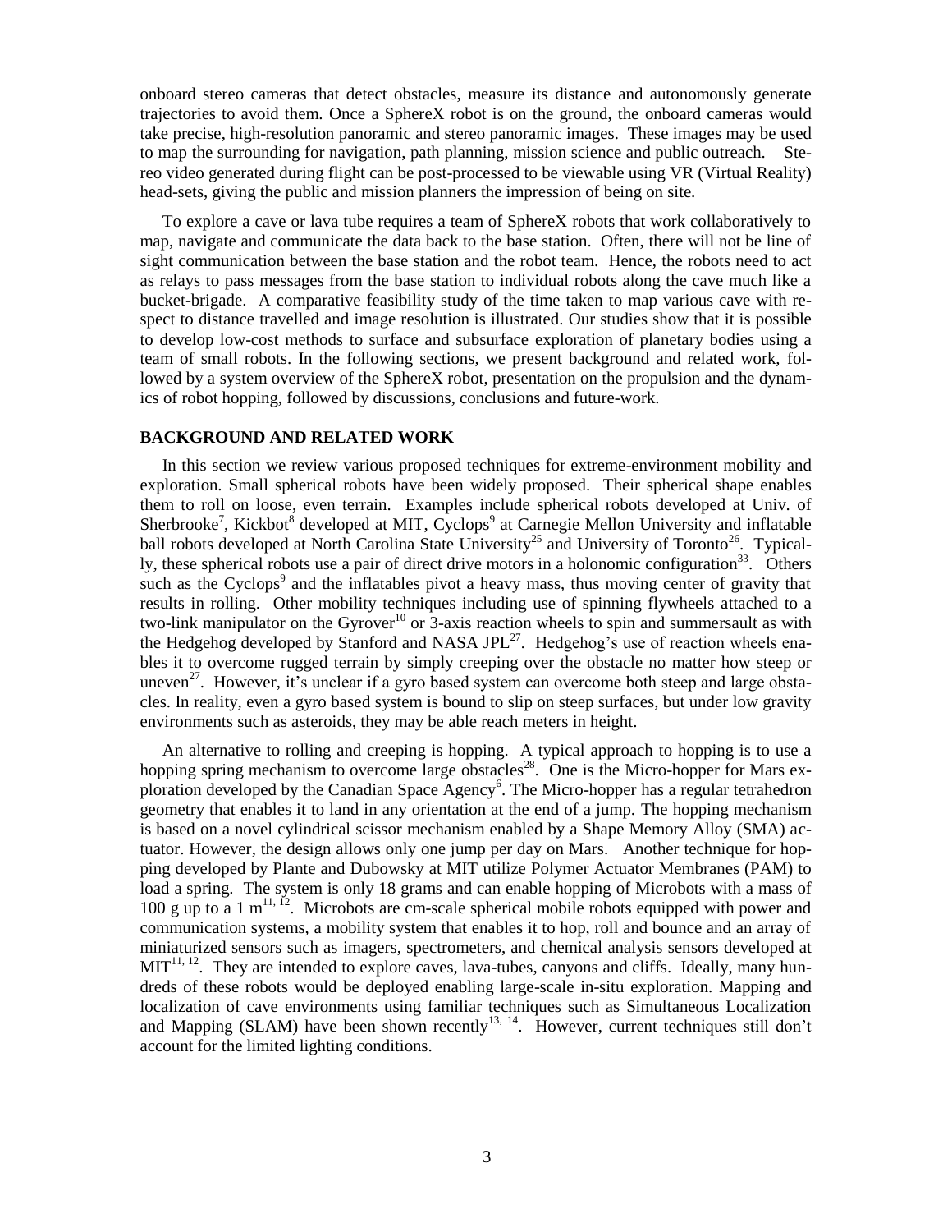onboard stereo cameras that detect obstacles, measure its distance and autonomously generate trajectories to avoid them. Once a SphereX robot is on the ground, the onboard cameras would take precise, high-resolution panoramic and stereo panoramic images. These images may be used to map the surrounding for navigation, path planning, mission science and public outreach. Stereo video generated during flight can be post-processed to be viewable using VR (Virtual Reality) head-sets, giving the public and mission planners the impression of being on site.

To explore a cave or lava tube requires a team of SphereX robots that work collaboratively to map, navigate and communicate the data back to the base station. Often, there will not be line of sight communication between the base station and the robot team. Hence, the robots need to act as relays to pass messages from the base station to individual robots along the cave much like a bucket-brigade. A comparative feasibility study of the time taken to map various cave with respect to distance travelled and image resolution is illustrated. Our studies show that it is possible to develop low-cost methods to surface and subsurface exploration of planetary bodies using a team of small robots. In the following sections, we present background and related work, followed by a system overview of the SphereX robot, presentation on the propulsion and the dynamics of robot hopping, followed by discussions, conclusions and future-work.

## BACKGROUND AND RELATED WORK

In this section we review various proposed techniques for extreme-environment mobility and exploration. Small spherical robots have been widely proposed. Their spherical shape enables them to roll on loose, even terrain. Examples include spherical robots developed at Univ. of Sherbrooke[7], Kickbot[8] developed at MIT, Cyclops[9] at Carnegie Mellon University and inflatable ball robots developed at North Carolina State University[25] and University of Toronto[26]. Typically, these spherical robots use a pair of direct drive motors in a holonomic configuration[33]. Others such as the Cyclops[9] and the inflatables pivot a heavy mass, thus moving center of gravity that results in rolling. Other mobility techniques including use of spinning flywheels attached to a two-link manipulator on the Gyrover[10] or 3-axis reaction wheels to spin and summersault as with the Hedgehog developed by Stanford and NASA JPL[27]. Hedgehog's use of reaction wheels enables it to overcome rugged terrain by simply creeping over the obstacle no matter how steep or uneven[27]. However, it's unclear if a gyro based system can overcome both steep and large obstacles. In reality, even a gyro based system is bound to slip on steep surfaces, but under low gravity environments such as asteroids, they may be able reach meters in height.

An alternative to rolling and creeping is hopping. A typical approach to hopping is to use a hopping spring mechanism to overcome large obstacles[28]. One is the Micro-hopper for Mars exploration developed by the Canadian Space Agency[6]. The Micro-hopper has a regular tetrahedron geometry that enables it to land in any orientation at the end of a jump. The hopping mechanism is based on a novel cylindrical scissor mechanism enabled by a Shape Memory Alloy (SMA) actuator. However, the design allows only one jump per day on Mars. Another technique for hopping developed by Plante and Dubowsky at MIT utilize Polymer Actuator Membranes (PAM) to load a spring. The system is only 18 grams and can enable hopping of Microbots with a mass of 100 g up to a 1 m[11, 12]. Microbots are cm-scale spherical mobile robots equipped with power and communication systems, a mobility system that enables it to hop, roll and bounce and an array of miniaturized sensors such as imagers, spectrometers, and chemical analysis sensors developed at MIT[11, 12]. They are intended to explore caves, lava-tubes, canyons and cliffs. Ideally, many hundreds of these robots would be deployed enabling large-scale in-situ exploration. Mapping and localization of cave environments using familiar techniques such as Simultaneous Localization and Mapping (SLAM) have been shown recently[13, 14]. However, current techniques still don't account for the limited lighting conditions.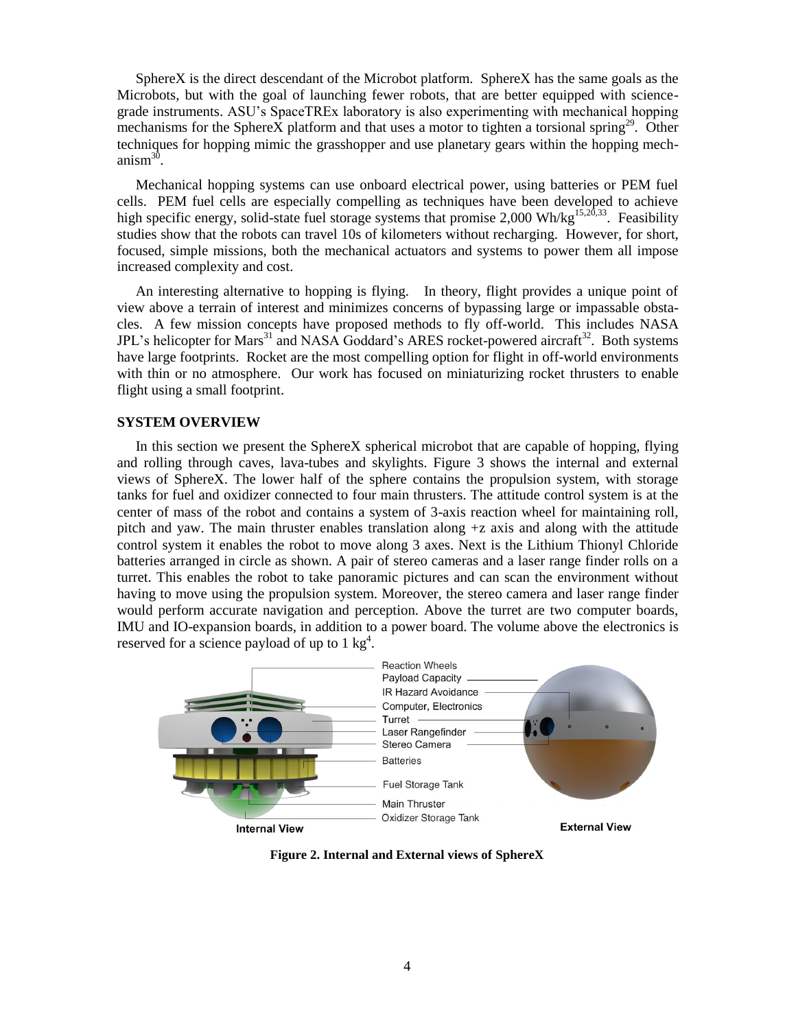SphereX is the direct descendant of the Microbot platform. SphereX has the same goals as the Microbots, but with the goal of launching fewer robots, that are better equipped with science-grade instruments. ASU's SpaceTREx laboratory is also experimenting with mechanical hopping mechanisms for the SphereX platform and that uses a motor to tighten a torsional spring[29]. Other techniques for hopping mimic the grasshopper and use planetary gears within the hopping mechanism[30].

Mechanical hopping systems can use onboard electrical power, using batteries or PEM fuel cells. PEM fuel cells are especially compelling as techniques have been developed to achieve high specific energy, solid-state fuel storage systems that promise 2,000 Wh/kg[15,20,33]. Feasibility studies show that the robots can travel 10s of kilometers without recharging. However, for short, focused, simple missions, both the mechanical actuators and systems to power them all impose increased complexity and cost.

An interesting alternative to hopping is flying. In theory, flight provides a unique point of view above a terrain of interest and minimizes concerns of bypassing large or impassable obstacles. A few mission concepts have proposed methods to fly off-world. This includes NASA JPL's helicopter for Mars[31] and NASA Goddard's ARES rocket-powered aircraft[32]. Both systems have large footprints. Rocket are the most compelling option for flight in off-world environments with thin or no atmosphere. Our work has focused on miniaturizing rocket thrusters to enable flight using a small footprint.

## SYSTEM OVERVIEW

In this section we present the SphereX spherical microbot that are capable of hopping, flying and rolling through caves, lava-tubes and skylights. Figure 3 shows the internal and external views of SphereX. The lower half of the sphere contains the propulsion system, with storage tanks for fuel and oxidizer connected to four main thrusters. The attitude control system is at the center of mass of the robot and contains a system of 3-axis reaction wheel for maintaining roll, pitch and yaw. The main thruster enables translation along +z axis and along with the attitude control system it enables the robot to move along 3 axes. Next is the Lithium Thionyl Chloride batteries arranged in circle as shown. A pair of stereo cameras and a laser range finder rolls on a turret. This enables the robot to take panoramic pictures and can scan the environment without having to move using the propulsion system. Moreover, the stereo camera and laser range finder would perform accurate navigation and perception. Above the turret are two computer boards, IMU and IO-expansion boards, in addition to a power board. The volume above the electronics is reserved for a science payload of up to 1 kg[4].

**Figure 2. Internal and External views of SphereX**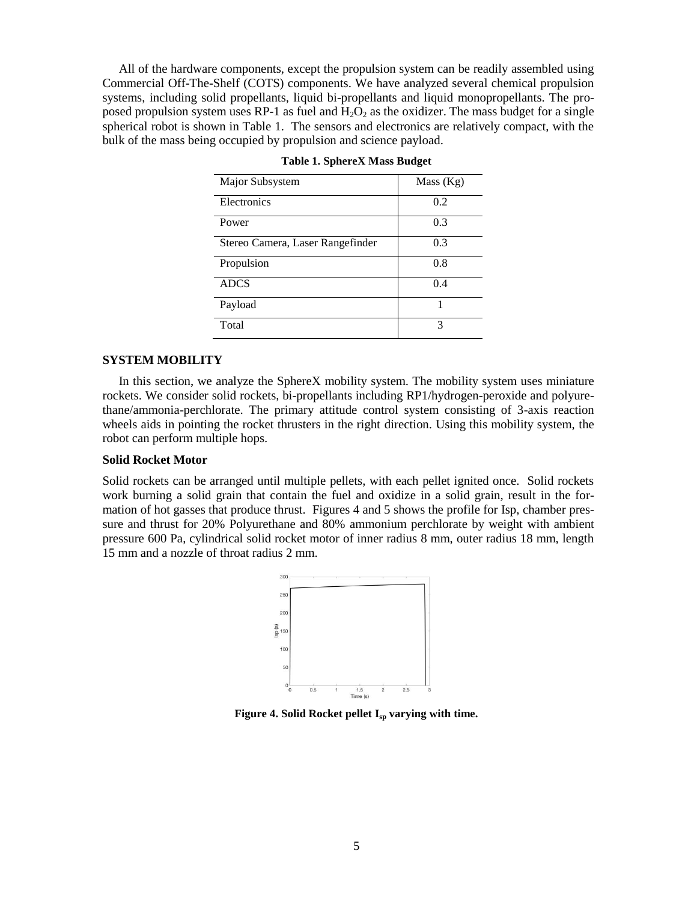All of the hardware components, except the propulsion system can be readily assembled using Commercial Off-The-Shelf (COTS) components. We have analyzed several chemical propulsion systems, including solid propellants, liquid bi-propellants and liquid monopropellants. The proposed propulsion system uses RP-1 as fuel and $H_2O_2$ as the oxidizer. The mass budget for a single spherical robot is shown in Table 1. The sensors and electronics are relatively compact, with the bulk of the mass being occupied by propulsion and science payload.

**Table 1. SphereX Mass Budget**

| Major Subsystem | Mass (Kg) |
| --- | --- |
| Electronics | 0.2 |
| Power | 0.3 |
| Stereo Camera, Laser Rangefinder | 0.3 |
| Propulsion | 0.8 |
| ADCS | 0.4 |
| Payload | 1 |
| Total | 3 |

### SYSTEM MOBILITY

In this section, we analyze the SphereX mobility system. The mobility system uses miniature rockets. We consider solid rockets, bi-propellants including RP1/hydrogen-peroxide and polyurethane/ammonia-perchlorate. The primary attitude control system consisting of 3-axis reaction wheels aids in pointing the rocket thrusters in the right direction. Using this mobility system, the robot can perform multiple hops.

#### Solid Rocket Motor

Solid rockets can be arranged until multiple pellets, with each pellet ignited once. Solid rockets work burning a solid grain that contain the fuel and oxidize in a solid grain, result in the formation of hot gasses that produce thrust. Figures 4 and 5 shows the profile for Isp, chamber pressure and thrust for 20% Polyurethane and 80% ammonium perchlorate by weight with ambient pressure 600 Pa, cylindrical solid rocket motor of inner radius 8 mm, outer radius 18 mm, length 15 mm and a nozzle of throat radius 2 mm.

**Figure 4. Solid Rocket pellet $I_{sp}$ varying with time.**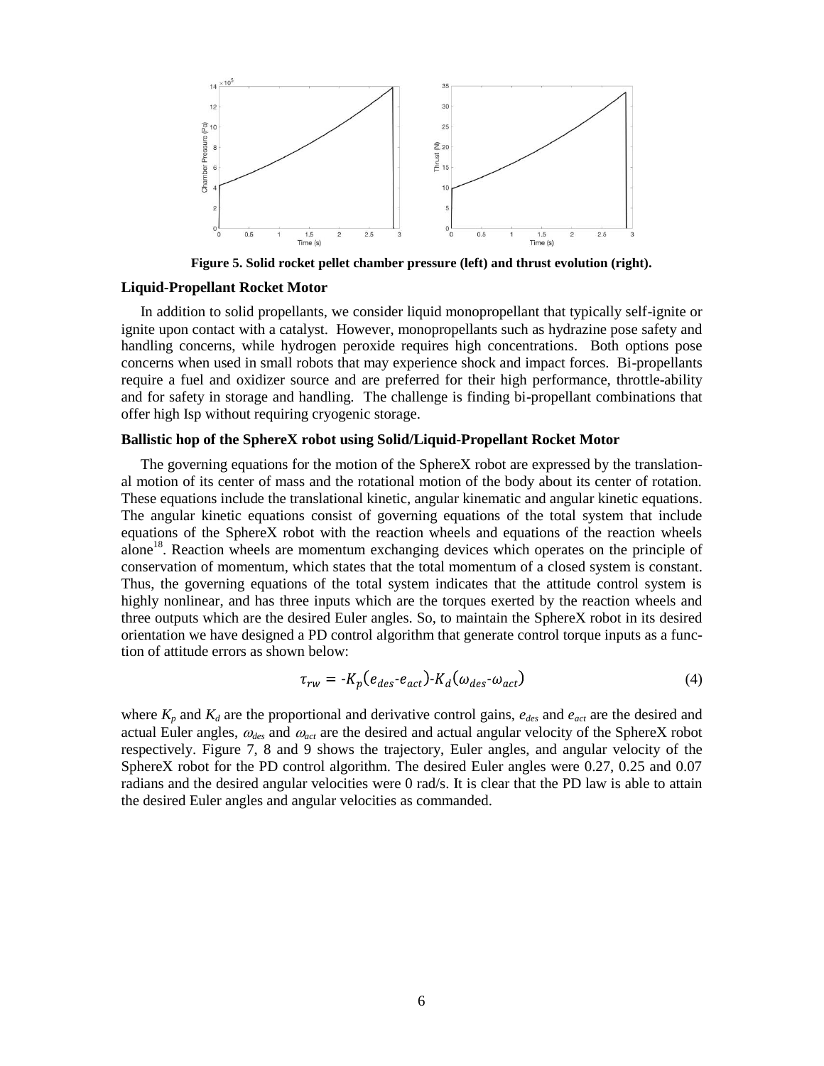Figure 5. Solid rocket pellet chamber pressure (left) and thrust evolution (right).

### Liquid-Propellant Rocket Motor

In addition to solid propellants, we consider liquid monopropellant that typically self-ignite or ignite upon contact with a catalyst. However, monopropellants such as hydrazine pose safety and handling concerns, while hydrogen peroxide requires high concentrations. Both options pose concerns when used in small robots that may experience shock and impact forces. Bi-propellants require a fuel and oxidizer source and are preferred for their high performance, throttle-ability and for safety in storage and handling. The challenge is finding bi-propellant combinations that offer high Isp without requiring cryogenic storage.

### Ballistic hop of the SphereX robot using Solid/Liquid-Propellant Rocket Motor

The governing equations for the motion of the SphereX robot are expressed by the translational motion of its center of mass and the rotational motion of the body about its center of rotation. These equations include the translational kinetic, angular kinematic and angular kinetic equations. The angular kinetic equations consist of governing equations of the total system that include equations of the SphereX robot with the reaction wheels and equations of the reaction wheels alone[18]. Reaction wheels are momentum exchanging devices which operates on the principle of conservation of momentum, which states that the total momentum of a closed system is constant. Thus, the governing equations of the total system indicates that the attitude control system is highly nonlinear, and has three inputs which are the torques exerted by the reaction wheels and three outputs which are the desired Euler angles. So, to maintain the SphereX robot in its desired orientation we have designed a PD control algorithm that generate control torque inputs as a function of attitude errors as shown below:

$$\tau_{rw} = -K_p(e_{des}-e_{act})-K_d(\omega_{des}-\omega_{act}) \tag{4}$$

where $K_p$ and $K_d$ are the proportional and derivative control gains, $e_{des}$ and $e_{act}$ are the desired and actual Euler angles, $\omega_{des}$ and $\omega_{act}$ are the desired and actual angular velocity of the SphereX robot respectively. Figure 7, 8 and 9 shows the trajectory, Euler angles, and angular velocity of the SphereX robot for the PD control algorithm. The desired Euler angles were 0.27, 0.25 and 0.07 radians and the desired angular velocities were 0 rad/s. It is clear that the PD law is able to attain the desired Euler angles and angular velocities as commanded.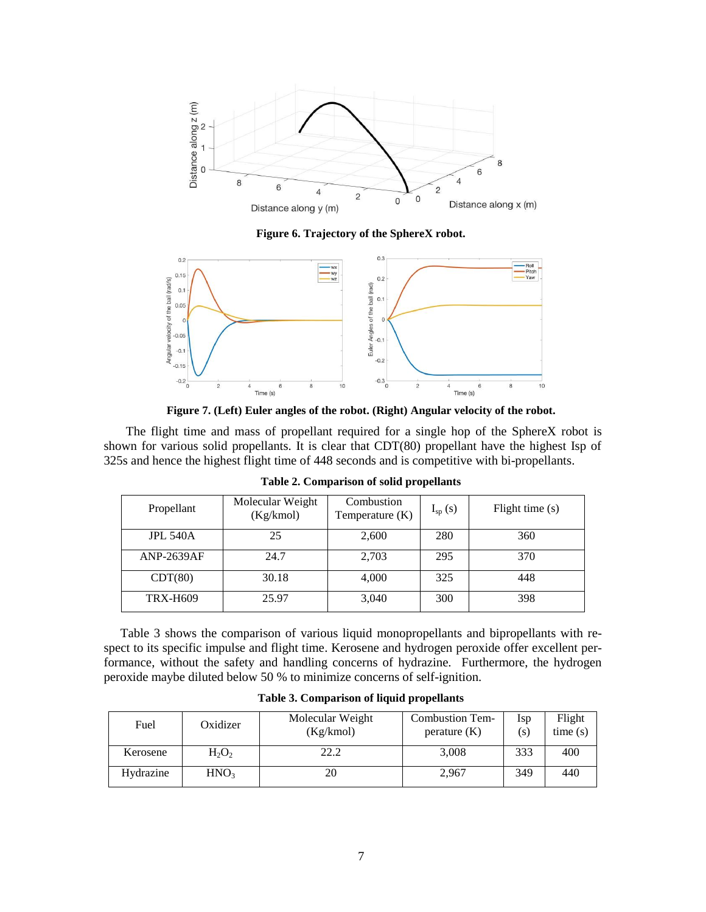**Figure 6. Trajectory of the SphereX robot.**

**Figure 7. (Left) Euler angles of the robot. (Right) Angular velocity of the robot.**

The flight time and mass of propellant required for a single hop of the SphereX robot is shown for various solid propellants. It is clear that CDT(80) propellant have the highest Isp of 325s and hence the highest flight time of 448 seconds and is competitive with bi-propellants.

**Table 2. Comparison of solid propellants**

| Propellant | Molecular Weight (Kg/kmol) | Combustion Temperature (K) | $I_{sp}$ (s) | Flight time (s) |
|---|---|---|---|---|
| JPL 540A | 25 | 2,600 | 280 | 360 |
| ANP-2639AF | 24.7 | 2,703 | 295 | 370 |
| CDT(80) | 30.18 | 4,000 | 325 | 448 |
| TRX-H609 | 25.97 | 3,040 | 300 | 398 |

Table 3 shows the comparison of various liquid monopropellants and bipropellants with respect to its specific impulse and flight time. Kerosene and hydrogen peroxide offer excellent performance, without the safety and handling concerns of hydrazine. Furthermore, the hydrogen peroxide maybe diluted below 50 % to minimize concerns of self-ignition.

**Table 3. Comparison of liquid propellants**

| Fuel | Oxidizer | Molecular Weight (Kg/kmol) | Combustion Temperature (K) | Isp (s) | Flight time (s) |
|---|---|---|---|---|---|
| Kerosene | $H_2O_2$ | 22.2 | 3,008 | 333 | 400 |
| Hydrazine | $HNO_3$ | 20 | 2,967 | 349 | 440 |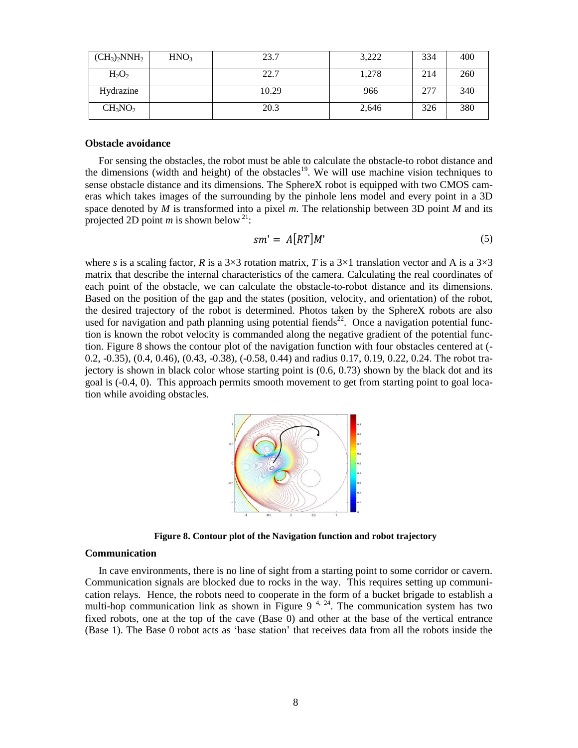| $(CH_3)_2NNH_2$ | $HNO_3$ | 23.7 | 3,222 | 334 | 400 |
|---|---|---|---|---|---|
| $H_2O_2$ | | 22.7 | 1,278 | 214 | 260 |
| Hydrazine | | 10.29 | 966 | 277 | 340 |
| $CH_3NO_2$ | | 20.3 | 2,646 | 326 | 380 |

### Obstacle avoidance

For sensing the obstacles, the robot must be able to calculate the obstacle-to robot distance and the dimensions (width and height) of the obstacles[19]. We will use machine vision techniques to sense obstacle distance and its dimensions. The SphereX robot is equipped with two CMOS cameras which takes images of the surrounding by the pinhole lens model and every point in a 3D space denoted by $M$ is transformed into a pixel $m$. The relationship between 3D point $M$ and its projected 2D point $m$ is shown below[21]:

$$sm' = A[RT]M' \tag{5}$$

where $s$ is a scaling factor, $R$ is a 3×3 rotation matrix, $T$ is a 3×1 translation vector and A is a 3×3 matrix that describe the internal characteristics of the camera. Calculating the real coordinates of each point of the obstacle, we can calculate the obstacle-to-robot distance and its dimensions. Based on the position of the gap and the states (position, velocity, and orientation) of the robot, the desired trajectory of the robot is determined. Photos taken by the SphereX robots are also used for navigation and path planning using potential fiends[22]. Once a navigation potential function is known the robot velocity is commanded along the negative gradient of the potential function. Figure 8 shows the contour plot of the navigation function with four obstacles centered at (-0.2, -0.35), (0.4, 0.46), (0.43, -0.38), (-0.58, 0.44) and radius 0.17, 0.19, 0.22, 0.24. The robot trajectory is shown in black color whose starting point is (0.6, 0.73) shown by the black dot and its goal is (-0.4, 0). This approach permits smooth movement to get from starting point to goal location while avoiding obstacles.

**Figure 8. Contour plot of the Navigation function and robot trajectory**

### Communication

In cave environments, there is no line of sight from a starting point to some corridor or cavern. Communication signals are blocked due to rocks in the way. This requires setting up communication relays. Hence, the robots need to cooperate in the form of a bucket brigade to establish a multi-hop communication link as shown in Figure 9 [4, 24]. The communication system has two fixed robots, one at the top of the cave (Base 0) and other at the base of the vertical entrance (Base 1). The Base 0 robot acts as 'base station' that receives data from all the robots inside the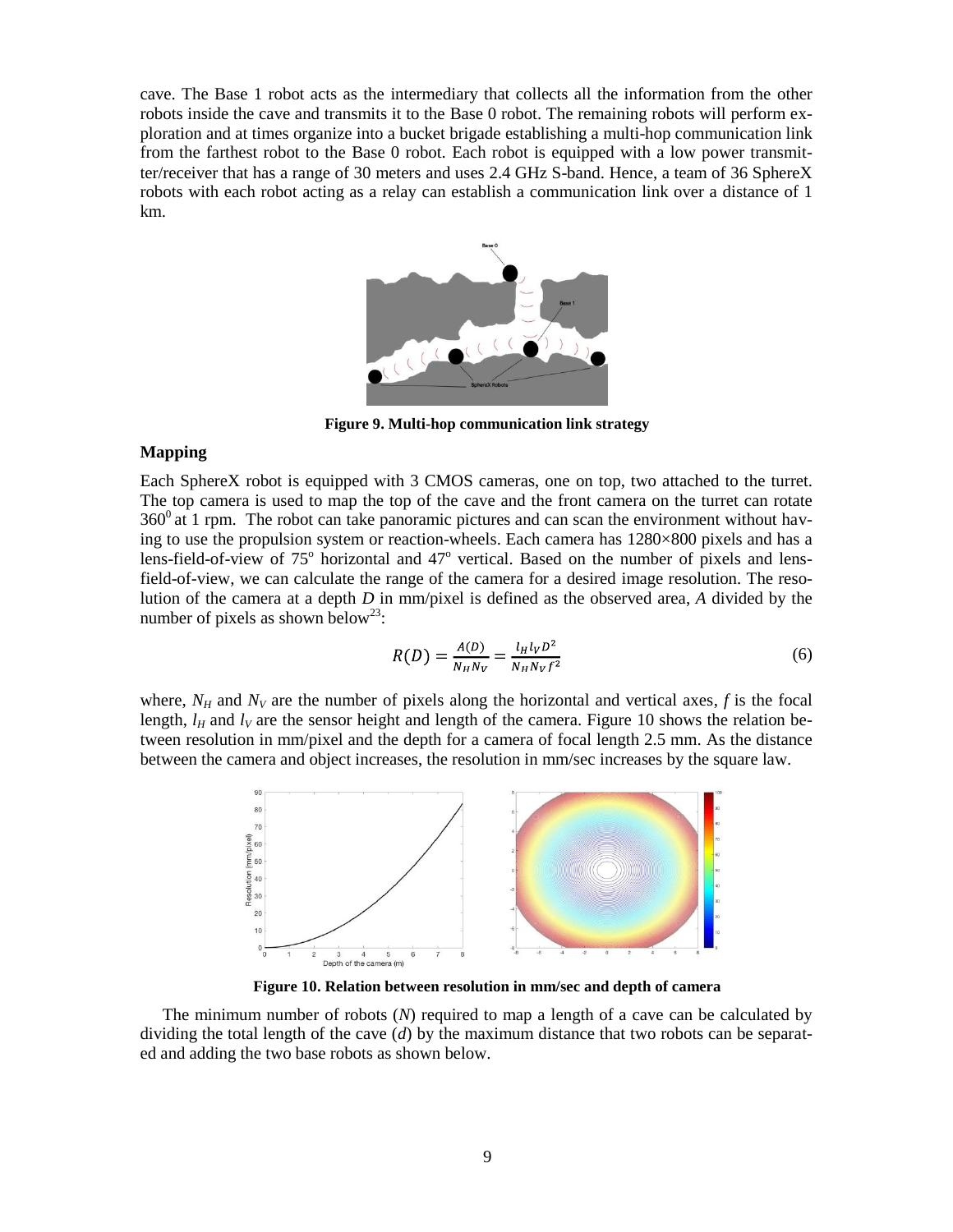cave. The Base 1 robot acts as the intermediary that collects all the information from the other robots inside the cave and transmits it to the Base 0 robot. The remaining robots will perform exploration and at times organize into a bucket brigade establishing a multi-hop communication link from the farthest robot to the Base 0 robot. Each robot is equipped with a low power transmitter/receiver that has a range of 30 meters and uses 2.4 GHz S-band. Hence, a team of 36 SphereX robots with each robot acting as a relay can establish a communication link over a distance of 1 km.

**Figure 9. Multi-hop communication link strategy**

### Mapping

Each SphereX robot is equipped with 3 CMOS cameras, one on top, two attached to the turret. The top camera is used to map the top of the cave and the front camera on the turret can rotate $360^0$ at 1 rpm. The robot can take panoramic pictures and can scan the environment without having to use the propulsion system or reaction-wheels. Each camera has 1280×800 pixels and has a lens-field-of-view of $75^o$ horizontal and $47^o$ vertical. Based on the number of pixels and lens-field-of-view, we can calculate the range of the camera for a desired image resolution. The resolution of the camera at a depth *D* in mm/pixel is defined as the observed area, *A* divided by the number of pixels as shown below[23]:

$$R(D) = \frac{A(D)}{N_H N_V} = \frac{l_H l_V D^2}{N_H N_V f^2} \tag{6}$$

where, $N_H$ and $N_V$ are the number of pixels along the horizontal and vertical axes, *f* is the focal length, $l_H$ and $l_V$ are the sensor height and length of the camera. Figure 10 shows the relation between resolution in mm/pixel and the depth for a camera of focal length 2.5 mm. As the distance between the camera and object increases, the resolution in mm/sec increases by the square law.

**Figure 10. Relation between resolution in mm/sec and depth of camera**

The minimum number of robots (*N*) required to map a length of a cave can be calculated by dividing the total length of the cave (*d*) by the maximum distance that two robots can be separated and adding the two base robots as shown below.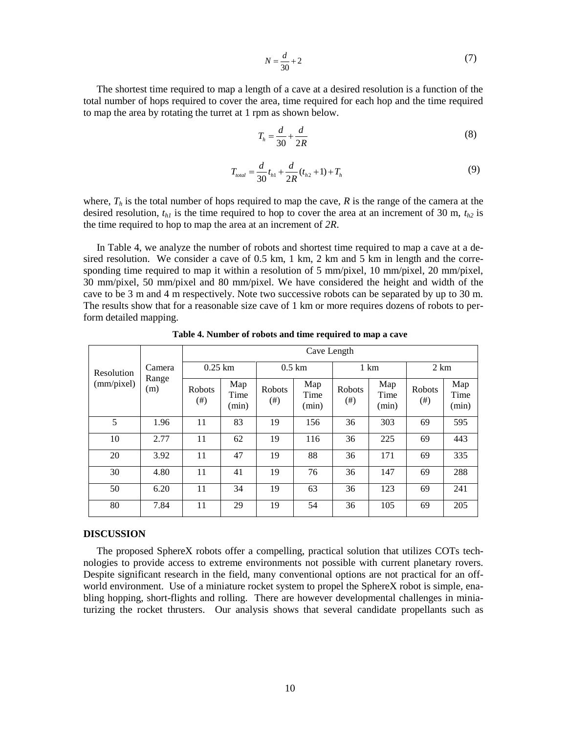$$N = \frac{d}{30} + 2 \tag{7}$$

The shortest time required to map a length of a cave at a desired resolution is a function of the total number of hops required to cover the area, time required for each hop and the time required to map the area by rotating the turret at 1 rpm as shown below.

$$T_h = \frac{d}{30} + \frac{d}{2R} \tag{8}$$

$$T_{total} = \frac{d}{30} t_{h1} + \frac{d}{2R} (t_{h2} + 1) + T_h \tag{9}$$

where, $T_h$ is the total number of hops required to map the cave, $R$ is the range of the camera at the desired resolution, $t_{h1}$ is the time required to hop to cover the area at an increment of 30 m, $t_{h2}$ is the time required to hop to map the area at an increment of $2R$.

In Table 4, we analyze the number of robots and shortest time required to map a cave at a desired resolution. We consider a cave of 0.5 km, 1 km, 2 km and 5 km in length and the corresponding time required to map it within a resolution of 5 mm/pixel, 10 mm/pixel, 20 mm/pixel, 30 mm/pixel, 50 mm/pixel and 80 mm/pixel. We have considered the height and width of the cave to be 3 m and 4 m respectively. Note two successive robots can be separated by up to 30 m. The results show that for a reasonable size cave of 1 km or more requires dozens of robots to perform detailed mapping.

**Table 4. Number of robots and time required to map a cave**

| Resolution (mm/pixel) | Camera Range (m) | Cave Length | | | | | | | |
|---|---|---|---|---|---|---|---|---|---|
| | | 0.25 km | | 0.5 km | | 1 km | | 2 km | |
| | | Robots (#) | Map Time (min) | Robots (#) | Map Time (min) | Robots (#) | Map Time (min) | Robots (#) | Map Time (min) |
| 5 | 1.96 | 11 | 83 | 19 | 156 | 36 | 303 | 69 | 595 |
| 10 | 2.77 | 11 | 62 | 19 | 116 | 36 | 225 | 69 | 443 |
| 20 | 3.92 | 11 | 47 | 19 | 88 | 36 | 171 | 69 | 335 |
| 30 | 4.80 | 11 | 41 | 19 | 76 | 36 | 147 | 69 | 288 |
| 50 | 6.20 | 11 | 34 | 19 | 63 | 36 | 123 | 69 | 241 |
| 80 | 7.84 | 11 | 29 | 19 | 54 | 36 | 105 | 69 | 205 |

## DISCUSSION

The proposed SphereX robots offer a compelling, practical solution that utilizes COTs technologies to provide access to extreme environments not possible with current planetary rovers. Despite significant research in the field, many conventional options are not practical for an off-world environment. Use of a miniature rocket system to propel the SphereX robot is simple, enabling hopping, short-flights and rolling. There are however developmental challenges in miniaturizing the rocket thrusters. Our analysis shows that several candidate propellants such as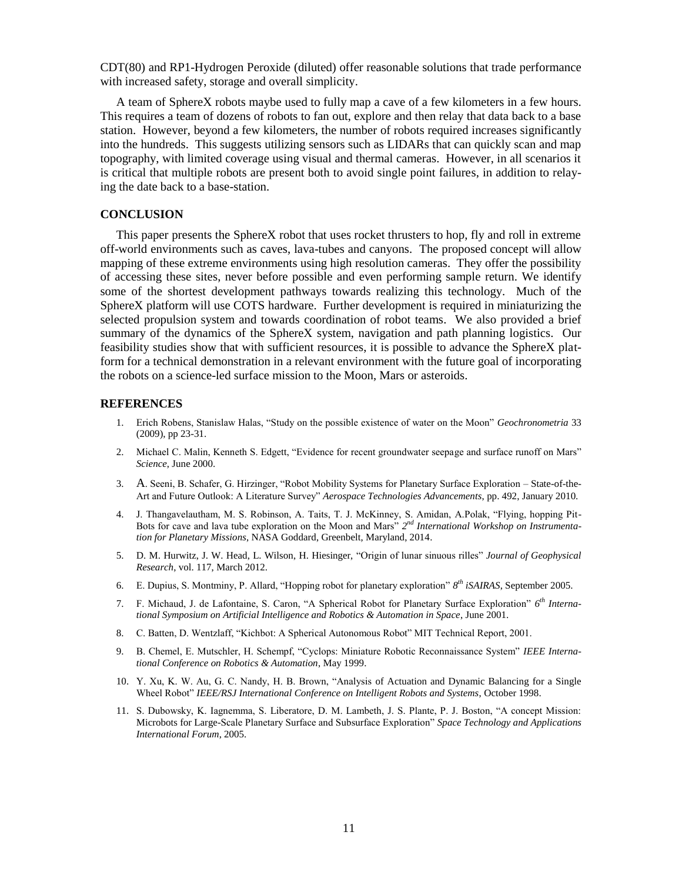CDT(80) and RP1-Hydrogen Peroxide (diluted) offer reasonable solutions that trade performance with increased safety, storage and overall simplicity.

A team of SphereX robots maybe used to fully map a cave of a few kilometers in a few hours. This requires a team of dozens of robots to fan out, explore and then relay that data back to a base station. However, beyond a few kilometers, the number of robots required increases significantly into the hundreds. This suggests utilizing sensors such as LIDARs that can quickly scan and map topography, with limited coverage using visual and thermal cameras. However, in all scenarios it is critical that multiple robots are present both to avoid single point failures, in addition to relaying the date back to a base-station.

## CONCLUSION

This paper presents the SphereX robot that uses rocket thrusters to hop, fly and roll in extreme off-world environments such as caves, lava-tubes and canyons. The proposed concept will allow mapping of these extreme environments using high resolution cameras. They offer the possibility of accessing these sites, never before possible and even performing sample return. We identify some of the shortest development pathways towards realizing this technology. Much of the SphereX platform will use COTS hardware. Further development is required in miniaturizing the selected propulsion system and towards coordination of robot teams. We also provided a brief summary of the dynamics of the SphereX system, navigation and path planning logistics. Our feasibility studies show that with sufficient resources, it is possible to advance the SphereX platform for a technical demonstration in a relevant environment with the future goal of incorporating the robots on a science-led surface mission to the Moon, Mars or asteroids.

## REFERENCES

1. Erich Robens, Stanislaw Halas, "Study on the possible existence of water on the Moon" *Geochronometria* 33 (2009), pp 23-31.
2. Michael C. Malin, Kenneth S. Edgett, "Evidence for recent groundwater seepage and surface runoff on Mars" *Science*, June 2000.
3. A. Seeni, B. Schafer, G. Hirzinger, "Robot Mobility Systems for Planetary Surface Exploration – State-of-the-Art and Future Outlook: A Literature Survey" *Aerospace Technologies Advancements*, pp. 492, January 2010.
4. J. Thangavelautham, M. S. Robinson, A. Taits, T. J. McKinney, S. Amidan, A.Polak, "Flying, hopping Pit-Bots for cave and lava tube exploration on the Moon and Mars" *2nd International Workshop on Instrumentation for Planetary Missions*, NASA Goddard, Greenbelt, Maryland, 2014.
5. D. M. Hurwitz, J. W. Head, L. Wilson, H. Hiesinger, "Origin of lunar sinuous rilles" *Journal of Geophysical Research*, vol. 117, March 2012.
6. E. Dupius, S. Montminy, P. Allard, "Hopping robot for planetary exploration" *8th iSAIRAS*, September 2005.
7. F. Michaud, J. de Lafontaine, S. Caron, "A Spherical Robot for Planetary Surface Exploration" *6th International Symposium on Artificial Intelligence and Robotics & Automation in Space*, June 2001.
8. C. Batten, D. Wentzlaff, "Kichbot: A Spherical Autonomous Robot" MIT Technical Report, 2001.
9. B. Chemel, E. Mutschler, H. Schempf, "Cyclops: Miniature Robotic Reconnaissance System" *IEEE International Conference on Robotics & Automation*, May 1999.
10. Y. Xu, K. W. Au, G. C. Nandy, H. B. Brown, "Analysis of Actuation and Dynamic Balancing for a Single Wheel Robot" *IEEE/RSJ International Conference on Intelligent Robots and Systems*, October 1998.
11. S. Dubowsky, K. Iagnemma, S. Liberatore, D. M. Lambeth, J. S. Plante, P. J. Boston, "A concept Mission: Microbots for Large-Scale Planetary Surface and Subsurface Exploration" *Space Technology and Applications International Forum*, 2005.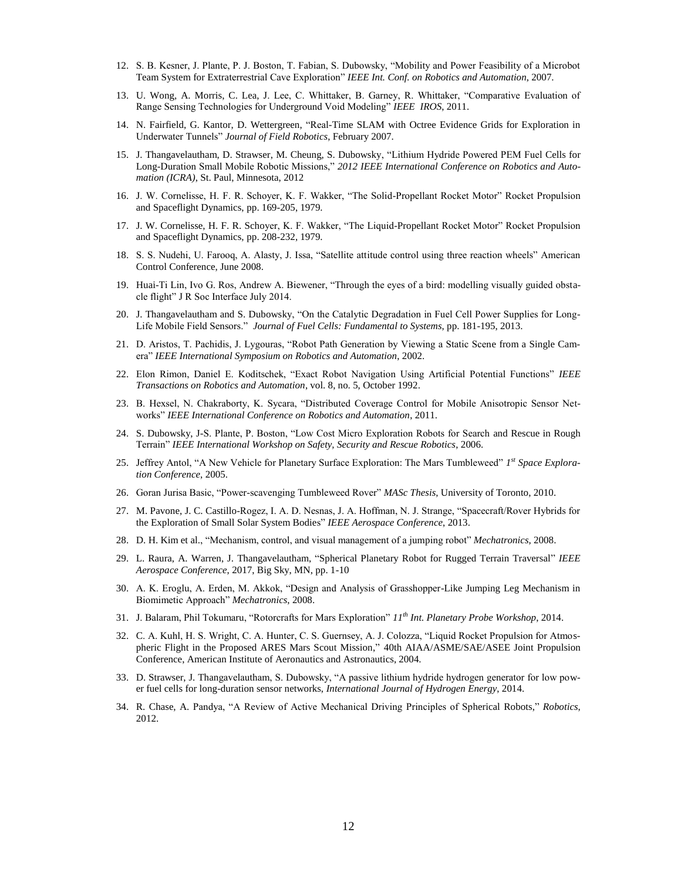12. S. B. Kesner, J. Plante, P. J. Boston, T. Fabian, S. Dubowsky, "Mobility and Power Feasibility of a Microbot Team System for Extraterrestrial Cave Exploration" *IEEE Int. Conf. on Robotics and Automation*, 2007.

13. U. Wong, A. Morris, C. Lea, J. Lee, C. Whittaker, B. Garney, R. Whittaker, "Comparative Evaluation of Range Sensing Technologies for Underground Void Modeling" *IEEE IROS*, 2011.

14. N. Fairfield, G. Kantor, D. Wettergreen, "Real-Time SLAM with Octree Evidence Grids for Exploration in Underwater Tunnels" *Journal of Field Robotics*, February 2007.

15. J. Thangavelautham, D. Strawser, M. Cheung, S. Dubowsky, "Lithium Hydride Powered PEM Fuel Cells for Long-Duration Small Mobile Robotic Missions," *2012 IEEE International Conference on Robotics and Automation (ICRA)*, St. Paul, Minnesota, 2012

16. J. W. Cornelisse, H. F. R. Schoyer, K. F. Wakker, "The Solid-Propellant Rocket Motor" Rocket Propulsion and Spaceflight Dynamics, pp. 169-205, 1979.

17. J. W. Cornelisse, H. F. R. Schoyer, K. F. Wakker, "The Liquid-Propellant Rocket Motor" Rocket Propulsion and Spaceflight Dynamics, pp. 208-232, 1979.

18. S. S. Nudehi, U. Farooq, A. Alasty, J. Issa, "Satellite attitude control using three reaction wheels" American Control Conference, June 2008.

19. Huai-Ti Lin, Ivo G. Ros, Andrew A. Biewener, "Through the eyes of a bird: modelling visually guided obstacle flight" J R Soc Interface July 2014.

20. J. Thangavelautham and S. Dubowsky, "On the Catalytic Degradation in Fuel Cell Power Supplies for Long-Life Mobile Field Sensors." *Journal of Fuel Cells: Fundamental to Systems*, pp. 181-195, 2013.

21. D. Aristos, T. Pachidis, J. Lygouras, "Robot Path Generation by Viewing a Static Scene from a Single Camera" *IEEE International Symposium on Robotics and Automation*, 2002.

22. Elon Rimon, Daniel E. Koditschek, "Exact Robot Navigation Using Artificial Potential Functions" *IEEE Transactions on Robotics and Automation*, vol. 8, no. 5, October 1992.

23. B. Hexsel, N. Chakraborty, K. Sycara, "Distributed Coverage Control for Mobile Anisotropic Sensor Networks" *IEEE International Conference on Robotics and Automation*, 2011.

24. S. Dubowsky, J-S. Plante, P. Boston, "Low Cost Micro Exploration Robots for Search and Rescue in Rough Terrain" *IEEE International Workshop on Safety, Security and Rescue Robotics*, 2006.

25. Jeffrey Antol, "A New Vehicle for Planetary Surface Exploration: The Mars Tumbleweed" *1st Space Exploration Conference*, 2005.

26. Goran Jurisa Basic, "Power-scavenging Tumbleweed Rover" *MASc Thesis*, University of Toronto, 2010.

27. M. Pavone, J. C. Castillo-Rogez, I. A. D. Nesnas, J. A. Hoffman, N. J. Strange, "Spacecraft/Rover Hybrids for the Exploration of Small Solar System Bodies" *IEEE Aerospace Conference*, 2013.

28. D. H. Kim et al., "Mechanism, control, and visual management of a jumping robot" *Mechatronics*, 2008.

29. L. Raura, A. Warren, J. Thangavelautham, "Spherical Planetary Robot for Rugged Terrain Traversal" *IEEE Aerospace Conference*, 2017, Big Sky, MN, pp. 1-10

30. A. K. Eroglu, A. Erden, M. Akkok, "Design and Analysis of Grasshopper-Like Jumping Leg Mechanism in Biomimetic Approach" *Mechatronics*, 2008.

31. J. Balaram, Phil Tokumaru, "Rotorcrafts for Mars Exploration" *11th Int. Planetary Probe Workshop*, 2014.

32. C. A. Kuhl, H. S. Wright, C. A. Hunter, C. S. Guernsey, A. J. Colozza, "Liquid Rocket Propulsion for Atmospheric Flight in the Proposed ARES Mars Scout Mission," 40th AIAA/ASME/SAE/ASEE Joint Propulsion Conference, American Institute of Aeronautics and Astronautics, 2004.

33. D. Strawser, J. Thangavelautham, S. Dubowsky, "A passive lithium hydride hydrogen generator for low power fuel cells for long-duration sensor networks, *International Journal of Hydrogen Energy*, 2014.

34. R. Chase, A. Pandya, "A Review of Active Mechanical Driving Principles of Spherical Robots," *Robotics*, 2012.